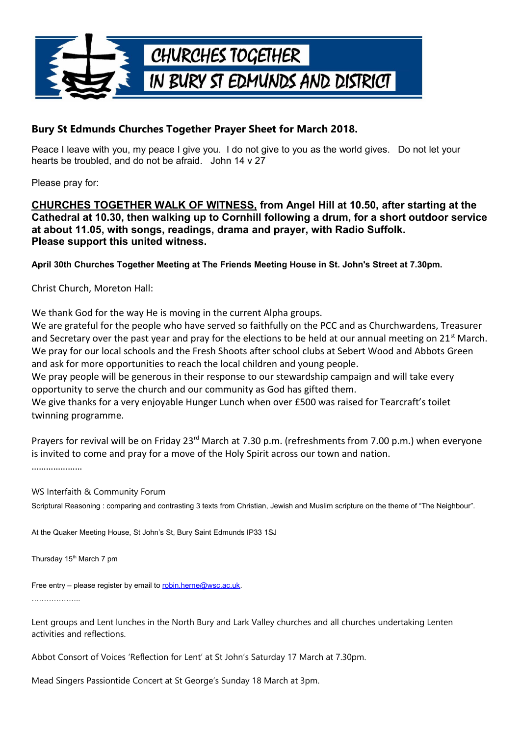# CHURCHES TOGETHER IN BURY ST EDMUNDS AND DISTRICT

**Bury St Edmunds Churches Together Prayer Sheet for March 2018.**

Peace I leave with you, my peace I give you. I do not give to you as the world gives. Do not let your hearts be troubled, and do not be afraid. John 14 v 27

Please pray for:

**CHURCHES TOGETHER WALK OF WITNESS, from Angel Hill at 10.50, after starting at the Cathedral at 10.30, then walking up to Cornhill following a drum, for a short outdoor service at about 11.05, with songs, readings, drama and prayer, with Radio Suffolk. Please support this united witness.**

**April 30th Churches Together Meeting at The Friends Meeting House in St. John's Street at 7.30pm.**

Christ Church, Moreton Hall:

We thank God for the way He is moving in the current Alpha groups.
We are grateful for the people who have served so faithfully on the PCC and as Churchwardens, Treasurer and Secretary over the past year and pray for the elections to be held at our annual meeting on 21st March.
We pray for our local schools and the Fresh Shoots after school clubs at Sebert Wood and Abbots Green and ask for more opportunities to reach the local children and young people.
We pray people will be generous in their response to our stewardship campaign and will take every opportunity to serve the church and our community as God has gifted them.
We give thanks for a very enjoyable Hunger Lunch when over £500 was raised for Tearcraft's toilet twinning programme.

Prayers for revival will be on Friday 23rd March at 7.30 p.m. (refreshments from 7.00 p.m.) when everyone is invited to come and pray for a move of the Holy Spirit across our town and nation.

…………………

WS Interfaith & Community Forum

Scriptural Reasoning : comparing and contrasting 3 texts from Christian, Jewish and Muslim scripture on the theme of "The Neighbour".

At the Quaker Meeting House, St John's St, Bury Saint Edmunds IP33 1SJ

Thursday 15th March 7 pm

Free entry – please register by email to robin.herne@wsc.ac.uk.

………………..

Lent groups and Lent lunches in the North Bury and Lark Valley churches and all churches undertaking Lenten activities and reflections.

Abbot Consort of Voices 'Reflection for Lent' at St John's Saturday 17 March at 7.30pm.

Mead Singers Passiontide Concert at St George's Sunday 18 March at 3pm.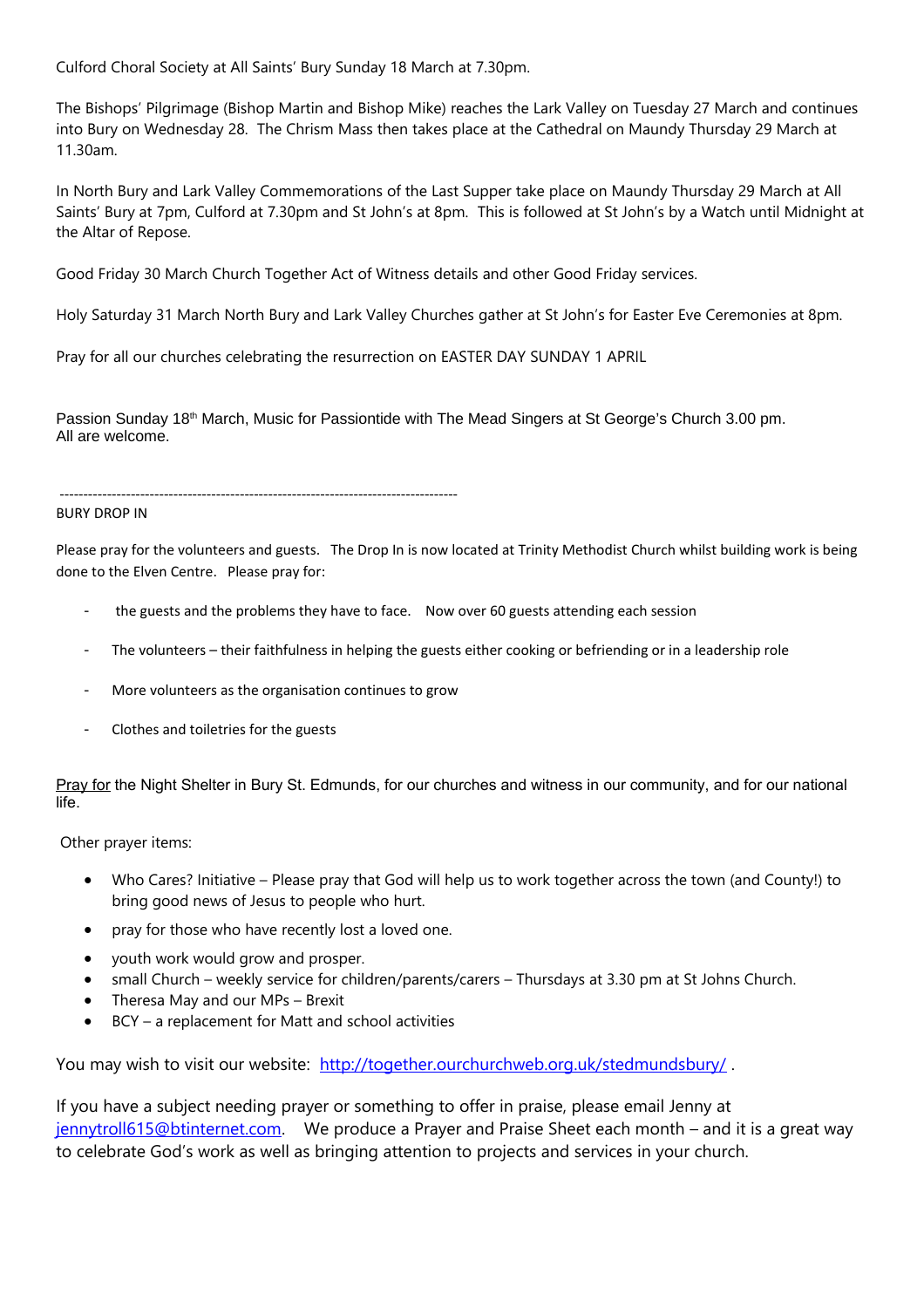Culford Choral Society at All Saints' Bury Sunday 18 March at 7.30pm.

The Bishops' Pilgrimage (Bishop Martin and Bishop Mike) reaches the Lark Valley on Tuesday 27 March and continues into Bury on Wednesday 28. The Chrism Mass then takes place at the Cathedral on Maundy Thursday 29 March at 11.30am.

In North Bury and Lark Valley Commemorations of the Last Supper take place on Maundy Thursday 29 March at All Saints' Bury at 7pm, Culford at 7.30pm and St John's at 8pm. This is followed at St John's by a Watch until Midnight at the Altar of Repose.

Good Friday 30 March Church Together Act of Witness details and other Good Friday services.

Holy Saturday 31 March North Bury and Lark Valley Churches gather at St John's for Easter Eve Ceremonies at 8pm.

Pray for all our churches celebrating the resurrection on EASTER DAY SUNDAY 1 APRIL

Passion Sunday 18th March, Music for Passiontide with The Mead Singers at St George's Church 3.00 pm. All are welcome.

-----------------------------------------------------------------------------------

BURY DROP IN

Please pray for the volunteers and guests. The Drop In is now located at Trinity Methodist Church whilst building work is being done to the Elven Centre. Please pray for:

- the guests and the problems they have to face. Now over 60 guests attending each session
- The volunteers – their faithfulness in helping the guests either cooking or befriending or in a leadership role
- More volunteers as the organisation continues to grow
- Clothes and toiletries for the guests

Pray for the Night Shelter in Bury St. Edmunds, for our churches and witness in our community, and for our national life.

Other prayer items:

- Who Cares? Initiative – Please pray that God will help us to work together across the town (and County!) to bring good news of Jesus to people who hurt.
- pray for those who have recently lost a loved one.
- youth work would grow and prosper.
- small Church – weekly service for children/parents/carers – Thursdays at 3.30 pm at St Johns Church.
- Theresa May and our MPs – Brexit
- BCY – a replacement for Matt and school activities

You may wish to visit our website: http://together.ourchurchweb.org.uk/stedmundsbury/ .

If you have a subject needing prayer or something to offer in praise, please email Jenny at jennytroll615@btinternet.com. We produce a Prayer and Praise Sheet each month – and it is a great way to celebrate God's work as well as bringing attention to projects and services in your church.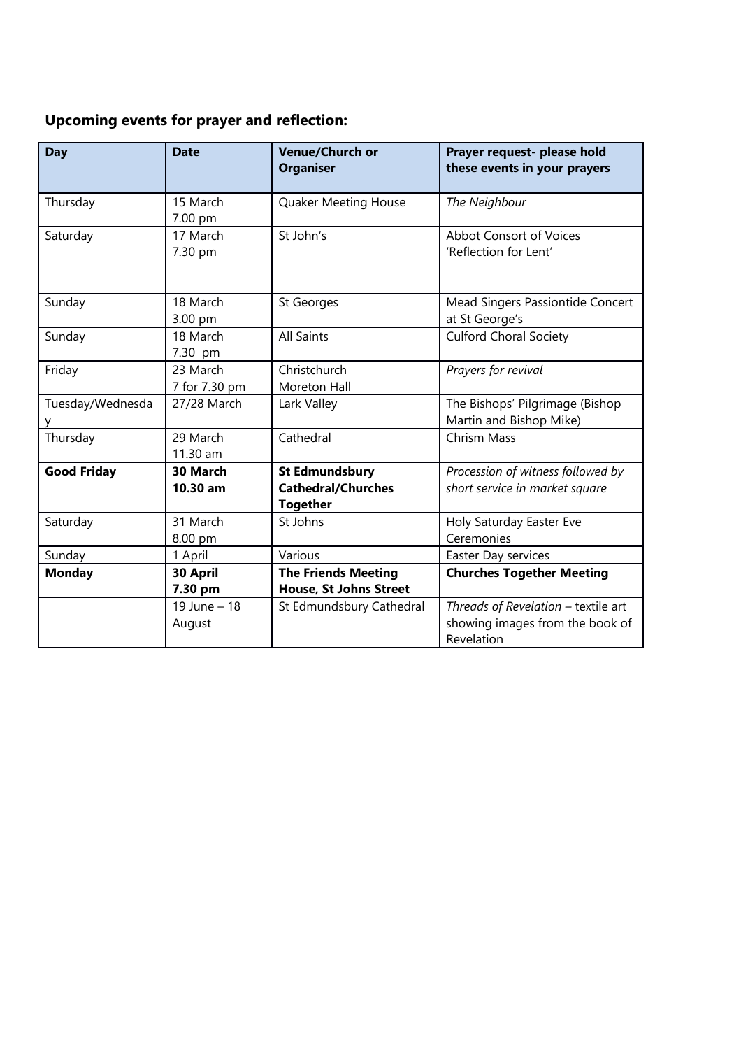**Upcoming events for prayer and reflection:**

| Day | Date | Venue/Church or Organiser | Prayer request- please hold these events in your prayers |
|---|---|---|---|
| Thursday | 15 March 7.00 pm | Quaker Meeting House | *The Neighbour* |
| Saturday | 17 March 7.30 pm | St John's | Abbot Consort of Voices 'Reflection for Lent' |
| Sunday | 18 March 3.00 pm | St Georges | Mead Singers Passiontide Concert at St George's |
| Sunday | 18 March 7.30 pm | All Saints | Culford Choral Society |
| Friday | 23 March 7 for 7.30 pm | Christchurch Moreton Hall | *Prayers for revival* |
| Tuesday/Wednesday | 27/28 March | Lark Valley | The Bishops' Pilgrimage (Bishop Martin and Bishop Mike) |
| Thursday | 29 March 11.30 am | Cathedral | Chrism Mass |
| **Good Friday** | **30 March 10.30 am** | **St Edmundsbury Cathedral/Churches Together** | *Procession of witness followed by short service in market square* |
| Saturday | 31 March 8.00 pm | St Johns | Holy Saturday Easter Eve Ceremonies |
| Sunday | 1 April | Various | Easter Day services |
| **Monday** | **30 April 7.30 pm** | **The Friends Meeting House, St Johns Street** | **Churches Together Meeting** |
| | 19 June – 18 August | St Edmundsbury Cathedral | *Threads of Revelation* – textile art showing images from the book of Revelation |